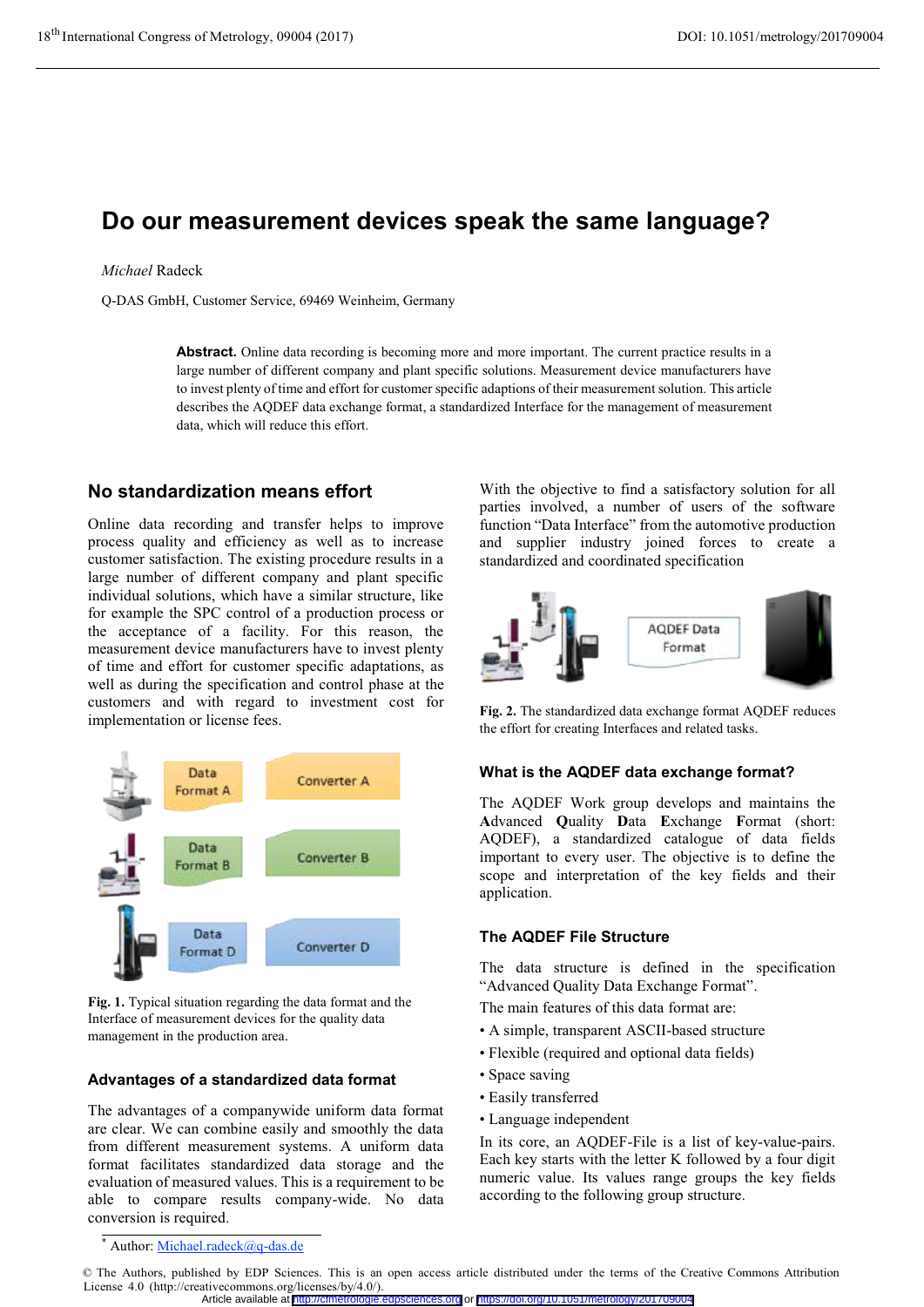# Do our measurement devices speak the same language?

*Michael* Radeck

Q-DAS GmbH, Customer Service, 69469 Weinheim, Germany

**Abstract.** Online data recording is becoming more and more important. The current practice results in a large number of different company and plant specific solutions. Measurement device manufacturers have to invest plenty of time and effort for customer specific adaptions of their measurement solution. This article describes the AQDEF data exchange format, a standardized Interface for the management of measurement data, which will reduce this effort.

## No standardization means effort

Online data recording and transfer helps to improve process quality and efficiency as well as to increase customer satisfaction. The existing procedure results in a large number of different company and plant specific individual solutions, which have a similar structure, like for example the SPC control of a production process or the acceptance of a facility. For this reason, the measurement device manufacturers have to invest plenty of time and effort for customer specific adaptations, as well as during the specification and control phase at the customers and with regard to investment cost for implementation or license fees.

Fig. 1. Typical situation regarding the data format and the Interface of measurement devices for the quality data management in the production area.

### Advantages of a standardized data format

The advantages of a companywide uniform data format are clear. We can combine easily and smoothly the data from different measurement systems. A uniform data format facilitates standardized data storage and the evaluation of measured values. This is a requirement to be able to compare results company-wide. No data conversion is required.

With the objective to find a satisfactory solution for all parties involved, a number of users of the software function "Data Interface" from the automotive production and supplier industry joined forces to create a standardized and coordinated specification

Fig. 2. The standardized data exchange format AQDEF reduces the effort for creating Interfaces and related tasks.

### What is the AQDEF data exchange format?

The AQDEF Work group develops and maintains the **A**dvanced **Q**uality **D**ata **E**xchange **F**ormat (short: AQDEF), a standardized catalogue of data fields important to every user. The objective is to define the scope and interpretation of the key fields and their application.

### The AQDEF File Structure

The data structure is defined in the specification "Advanced Quality Data Exchange Format".

The main features of this data format are:

- A simple, transparent ASCII-based structure
- Flexible (required and optional data fields)
- Space saving
- Easily transferred
- Language independent

In its core, an AQDEF-File is a list of key-value-pairs. Each key starts with the letter K followed by a four digit numeric value. Its values range groups the key fields according to the following group structure.

* Author: Michael.radeck@q-das.de

© The Authors, published by EDP Sciences. This is an open access article distributed under the terms of the Creative Commons Attribution License 4.0 (http://creativecommons.org/licenses/by/4.0/).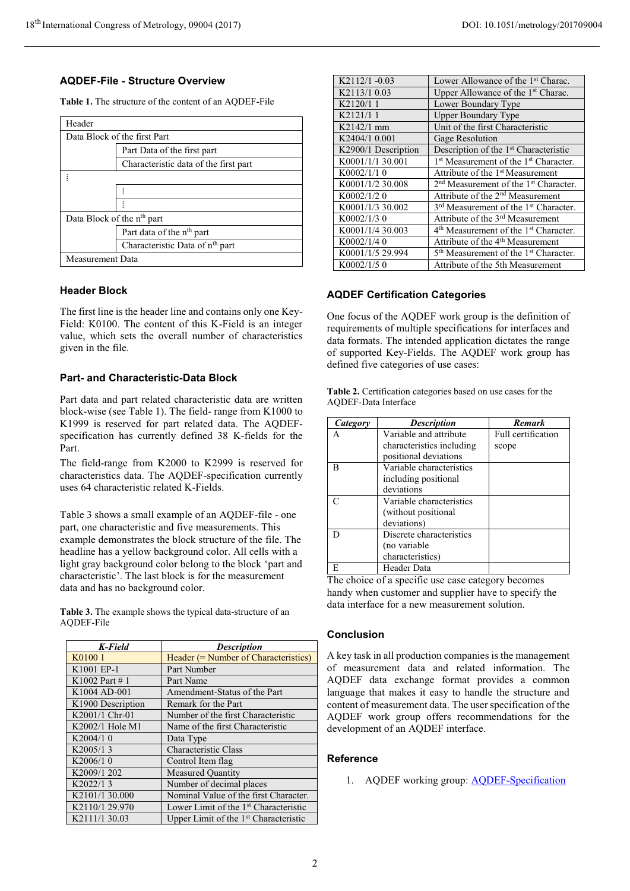## AQDEF-File - Structure Overview

**Table 1.** The structure of the content of an AQDEF-File

| | |
|---|---|
| Header | |
| Data Block of the first Part | |
| | Part Data of the first part |
| | Characteristic data of the first part |
| ⋮ | |
| | ⋮ |
| | ⋮ |
| Data Block of the n$^{th}$ part | |
| | Part data of the n$^{th}$ part |
| | Characteristic Data of n$^{th}$ part |
| Measurement Data | |

## Header Block

The first line is the header line and contains only one Key-Field: K0100. The content of this K-Field is an integer value, which sets the overall number of characteristics given in the file.

## Part- and Characteristic-Data Block

Part data and part related characteristic data are written block-wise (see Table 1). The field- range from K1000 to K1999 is reserved for part related data. The AQDEF-specification has currently defined 38 K-fields for the Part.

The field-range from K2000 to K2999 is reserved for characteristics data. The AQDEF-specification currently uses 64 characteristic related K-Fields.

Table 3 shows a small example of an AQDEF-file - one part, one characteristic and five measurements. This example demonstrates the block structure of the file. The headline has a yellow background color. All cells with a light gray background color belong to the block 'part and characteristic'. The last block is for the measurement data and has no background color.

**Table 3.** The example shows the typical data-structure of an AQDEF-File

| *K-Field* | *Description* |
|---|---|
| K0100 1 | Header (= Number of Characteristics) |
| K1001 EP-1 | Part Number |
| K1002 Part # 1 | Part Name |
| K1004 AD-001 | Amendment-Status of the Part |
| K1900 Description | Remark for the Part |
| K2001/1 Chr-01 | Number of the first Characteristic |
| K2002/1 Hole M1 | Name of the first Characteristic |
| K2004/1 0 | Data Type |
| K2005/1 3 | Characteristic Class |
| K2006/1 0 | Control Item flag |
| K2009/1 202 | Measured Quantity |
| K2022/1 3 | Number of decimal places |
| K2101/1 30.000 | Nominal Value of the first Character. |
| K2110/1 29.970 | Lower Limit of the 1$^{st}$ Characteristic |
| K2111/1 30.03 | Upper Limit of the 1$^{st}$ Characteristic |
| K2112/1 -0.03 | Lower Allowance of the 1$^{st}$ Charac. |
| K2113/1 0.03 | Upper Allowance of the 1$^{st}$ Charac. |
| K2120/1 1 | Lower Boundary Type |
| K2121/1 1 | Upper Boundary Type |
| K2142/1 mm | Unit of the first Characteristic |
| K2404/1 0.001 | Gage Resolution |
| K2900/1 Description | Description of the 1$^{st}$ Characteristic |
| K0001/1/1 30.001 | 1$^{st}$ Measurement of the 1$^{st}$ Character. |
| K0002/1/1 0 | Attribute of the 1$^{st}$ Measurement |
| K0001/1/2 30.008 | 2$^{nd}$ Measurement of the 1$^{st}$ Character. |
| K0002/1/2 0 | Attribute of the 2$^{nd}$ Measurement |
| K0001/1/3 30.002 | 3$^{rd}$ Measurement of the 1$^{st}$ Character. |
| K0002/1/3 0 | Attribute of the 3$^{rd}$ Measurement |
| K0001/1/4 30.003 | 4$^{th}$ Measurement of the 1$^{st}$ Character. |
| K0002/1/4 0 | Attribute of the 4$^{th}$ Measurement |
| K0001/1/5 29.994 | 5$^{th}$ Measurement of the 1$^{st}$ Character. |
| K0002/1/5 0 | Attribute of the 5th Measurement |

## AQDEF Certification Categories

One focus of the AQDEF work group is the definition of requirements of multiple specifications for interfaces and data formats. The intended application dictates the range of supported Key-Fields. The AQDEF work group has defined five categories of use cases:

**Table 2.** Certification categories based on use cases for the AQDEF-Data Interface

| *Category* | *Description* | *Remark* |
|---|---|---|
| A | Variable and attribute characteristics including positional deviations | Full certification scope |
| B | Variable characteristics including positional deviations | |
| C | Variable characteristics (without positional deviations) | |
| D | Discrete characteristics (no variable characteristics) | |
| E | Header Data | |

The choice of a specific use case category becomes handy when customer and supplier have to specify the data interface for a new measurement solution.

## Conclusion

A key task in all production companies is the management of measurement data and related information. The AQDEF data exchange format provides a common language that makes it easy to handle the structure and content of measurement data. The user specification of the AQDEF work group offers recommendations for the development of an AQDEF interface.

## Reference

1. AQDEF working group: AQDEF-Specification